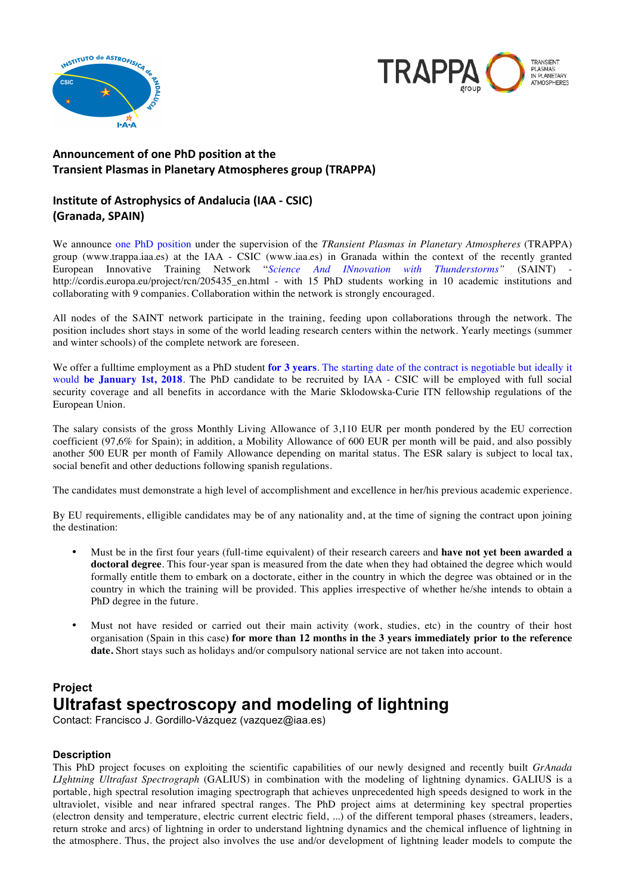**Announcement of one PhD position at the Transient Plasmas in Planetary Atmospheres group (TRAPPA)**

**Institute of Astrophysics of Andalucia (IAA - CSIC) (Granada, SPAIN)**

We announce one PhD position under the supervision of the *TRansient Plasmas in Planetary Atmospheres* (TRAPPA) group (www.trappa.iaa.es) at the IAA - CSIC (www.iaa.es) in Granada within the context of the recently granted European Innovative Training Network *"Science And INnovation with Thunderstorms"* (SAINT) - http://cordis.europa.eu/project/rcn/205435_en.html - with 15 PhD students working in 10 academic institutions and collaborating with 9 companies. Collaboration within the network is strongly encouraged.

All nodes of the SAINT network participate in the training, feeding upon collaborations through the network. The position includes short stays in some of the world leading research centers within the network. Yearly meetings (summer and winter schools) of the complete network are foreseen.

We offer a fulltime employment as a PhD student **for 3 years**. The starting date of the contract is negotiable but ideally it would **be January 1st, 2018**. The PhD candidate to be recruited by IAA - CSIC will be employed with full social security coverage and all benefits in accordance with the Marie Sklodowska-Curie ITN fellowship regulations of the European Union.

The salary consists of the gross Monthly Living Allowance of 3,110 EUR per month pondered by the EU correction coefficient (97,6% for Spain); in addition, a Mobility Allowance of 600 EUR per month will be paid, and also possibly another 500 EUR per month of Family Allowance depending on marital status. The ESR salary is subject to local tax, social benefit and other deductions following spanish regulations.

The candidates must demonstrate a high level of accomplishment and excellence in her/his previous academic experience.

By EU requirements, elligible candidates may be of any nationality and, at the time of signing the contract upon joining the destination:

- Must be in the first four years (full-time equivalent) of their research careers and **have not yet been awarded a doctoral degree**. This four-year span is measured from the date when they had obtained the degree which would formally entitle them to embark on a doctorate, either in the country in which the degree was obtained or in the country in which the training will be provided. This applies irrespective of whether he/she intends to obtain a PhD degree in the future.

- Must not have resided or carried out their main activity (work, studies, etc) in the country of their host organisation (Spain in this case) **for more than 12 months in the 3 years immediately prior to the reference date.** Short stays such as holidays and/or compulsory national service are not taken into account.

## Project

# Ultrafast spectroscopy and modeling of lightning

Contact: Francisco J. Gordillo-Vázquez (vazquez@iaa.es)

### Description

This PhD project focuses on exploiting the scientific capabilities of our newly designed and recently built *GrAnada LIghtning Ultrafast Spectrograph* (GALIUS) in combination with the modeling of lightning dynamics. GALIUS is a portable, high spectral resolution imaging spectrograph that achieves unprecedented high speeds designed to work in the ultraviolet, visible and near infrared spectral ranges. The PhD project aims at determining key spectral properties (electron density and temperature, electric current electric field, ...) of the different temporal phases (streamers, leaders, return stroke and arcs) of lightning in order to understand lightning dynamics and the chemical influence of lightning in the atmosphere. Thus, the project also involves the use and/or development of lightning leader models to compute the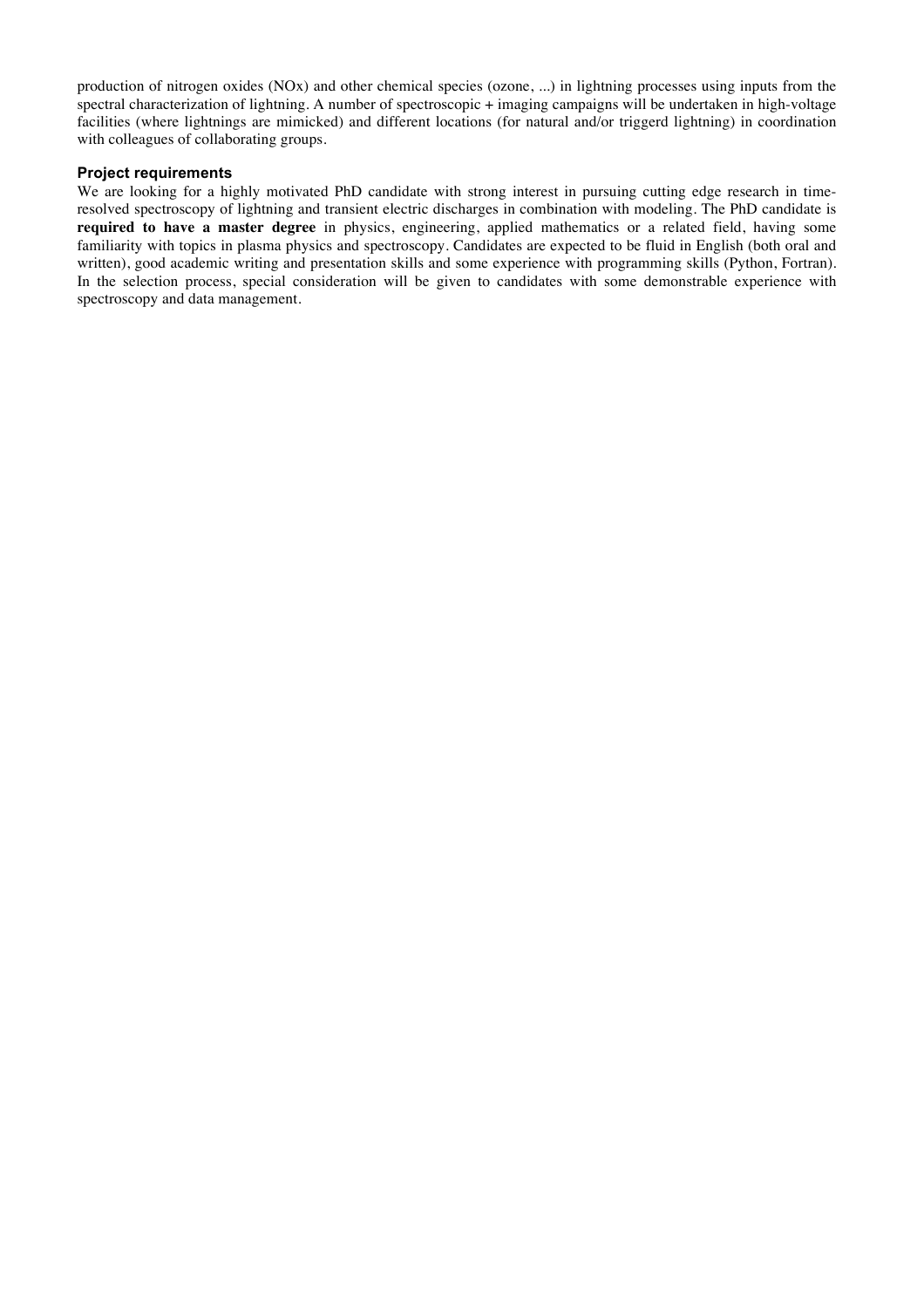production of nitrogen oxides (NOx) and other chemical species (ozone, ...) in lightning processes using inputs from the spectral characterization of lightning. A number of spectroscopic + imaging campaigns will be undertaken in high-voltage facilities (where lightnings are mimicked) and different locations (for natural and/or triggerd lightning) in coordination with colleagues of collaborating groups.

### Project requirements

We are looking for a highly motivated PhD candidate with strong interest in pursuing cutting edge research in time-resolved spectroscopy of lightning and transient electric discharges in combination with modeling. The PhD candidate is **required to have a master degree** in physics, engineering, applied mathematics or a related field, having some familiarity with topics in plasma physics and spectroscopy. Candidates are expected to be fluid in English (both oral and written), good academic writing and presentation skills and some experience with programming skills (Python, Fortran). In the selection process, special consideration will be given to candidates with some demonstrable experience with spectroscopy and data management.